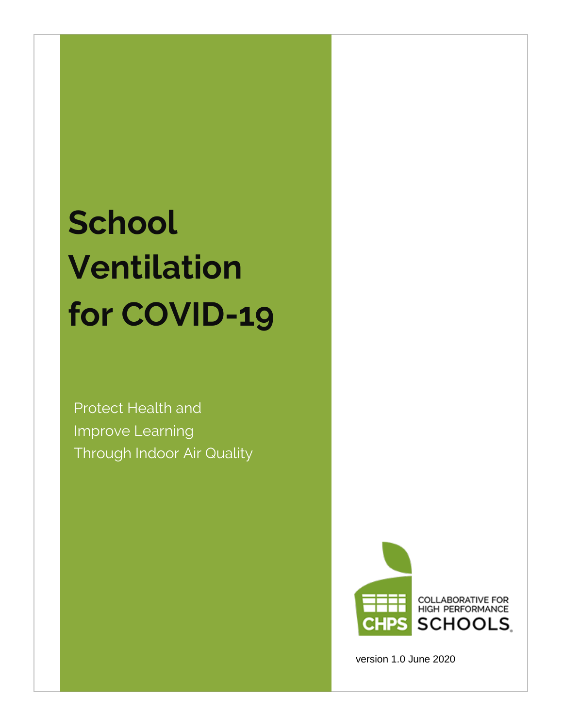# School Ventilation for COVID-19

Protect Health and
Improve Learning
Through Indoor Air Quality

COLLABORATIVE FOR HIGH PERFORMANCE SCHOOLS

CHPS SCHOOLS

version 1.0 June 2020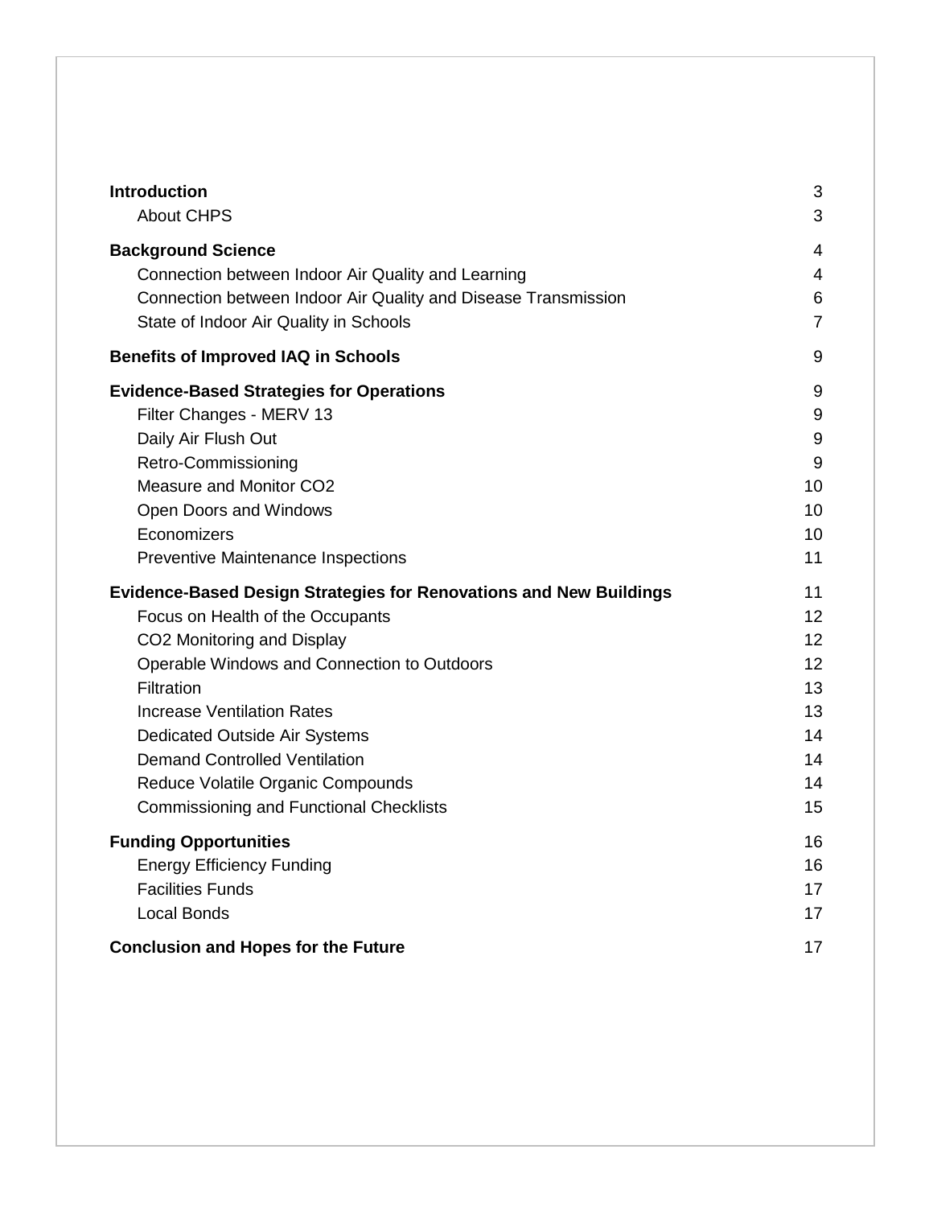| | |
|---|---|
| **Introduction** | 3 |
| About CHPS | 3 |
| **Background Science** | 4 |
| Connection between Indoor Air Quality and Learning | 4 |
| Connection between Indoor Air Quality and Disease Transmission | 6 |
| State of Indoor Air Quality in Schools | 7 |
| **Benefits of Improved IAQ in Schools** | 9 |
| **Evidence-Based Strategies for Operations** | 9 |
| Filter Changes - MERV 13 | 9 |
| Daily Air Flush Out | 9 |
| Retro-Commissioning | 9 |
| Measure and Monitor CO2 | 10 |
| Open Doors and Windows | 10 |
| Economizers | 10 |
| Preventive Maintenance Inspections | 11 |
| **Evidence-Based Design Strategies for Renovations and New Buildings** | 11 |
| Focus on Health of the Occupants | 12 |
| CO2 Monitoring and Display | 12 |
| Operable Windows and Connection to Outdoors | 12 |
| Filtration | 13 |
| Increase Ventilation Rates | 13 |
| Dedicated Outside Air Systems | 14 |
| Demand Controlled Ventilation | 14 |
| Reduce Volatile Organic Compounds | 14 |
| Commissioning and Functional Checklists | 15 |
| **Funding Opportunities** | 16 |
| Energy Efficiency Funding | 16 |
| Facilities Funds | 17 |
| Local Bonds | 17 |
| **Conclusion and Hopes for the Future** | 17 |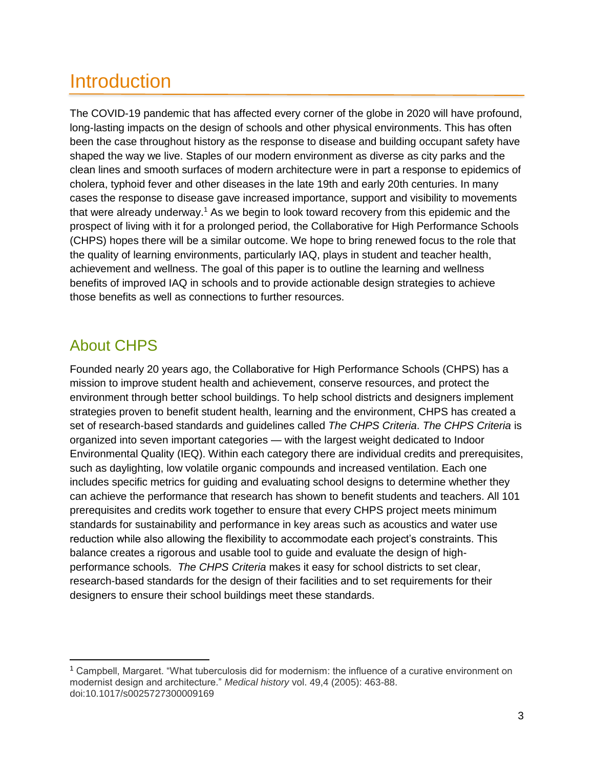# Introduction

The COVID-19 pandemic that has affected every corner of the globe in 2020 will have profound, long-lasting impacts on the design of schools and other physical environments. This has often been the case throughout history as the response to disease and building occupant safety have shaped the way we live. Staples of our modern environment as diverse as city parks and the clean lines and smooth surfaces of modern architecture were in part a response to epidemics of cholera, typhoid fever and other diseases in the late 19th and early 20th centuries. In many cases the response to disease gave increased importance, support and visibility to movements that were already underway.[1] As we begin to look toward recovery from this epidemic and the prospect of living with it for a prolonged period, the Collaborative for High Performance Schools (CHPS) hopes there will be a similar outcome. We hope to bring renewed focus to the role that the quality of learning environments, particularly IAQ, plays in student and teacher health, achievement and wellness. The goal of this paper is to outline the learning and wellness benefits of improved IAQ in schools and to provide actionable design strategies to achieve those benefits as well as connections to further resources.

## About CHPS

Founded nearly 20 years ago, the Collaborative for High Performance Schools (CHPS) has a mission to improve student health and achievement, conserve resources, and protect the environment through better school buildings. To help school districts and designers implement strategies proven to benefit student health, learning and the environment, CHPS has created a set of research-based standards and guidelines called *The CHPS Criteria*. *The CHPS Criteria* is organized into seven important categories — with the largest weight dedicated to Indoor Environmental Quality (IEQ). Within each category there are individual credits and prerequisites, such as daylighting, low volatile organic compounds and increased ventilation. Each one includes specific metrics for guiding and evaluating school designs to determine whether they can achieve the performance that research has shown to benefit students and teachers. All 101 prerequisites and credits work together to ensure that every CHPS project meets minimum standards for sustainability and performance in key areas such as acoustics and water use reduction while also allowing the flexibility to accommodate each project's constraints. This balance creates a rigorous and usable tool to guide and evaluate the design of high-performance schools. *The CHPS Criteria* makes it easy for school districts to set clear, research-based standards for the design of their facilities and to set requirements for their designers to ensure their school buildings meet these standards.

---

[1] Campbell, Margaret. "What tuberculosis did for modernism: the influence of a curative environment on modernist design and architecture." *Medical history* vol. 49,4 (2005): 463-88. doi:10.1017/s0025727300009169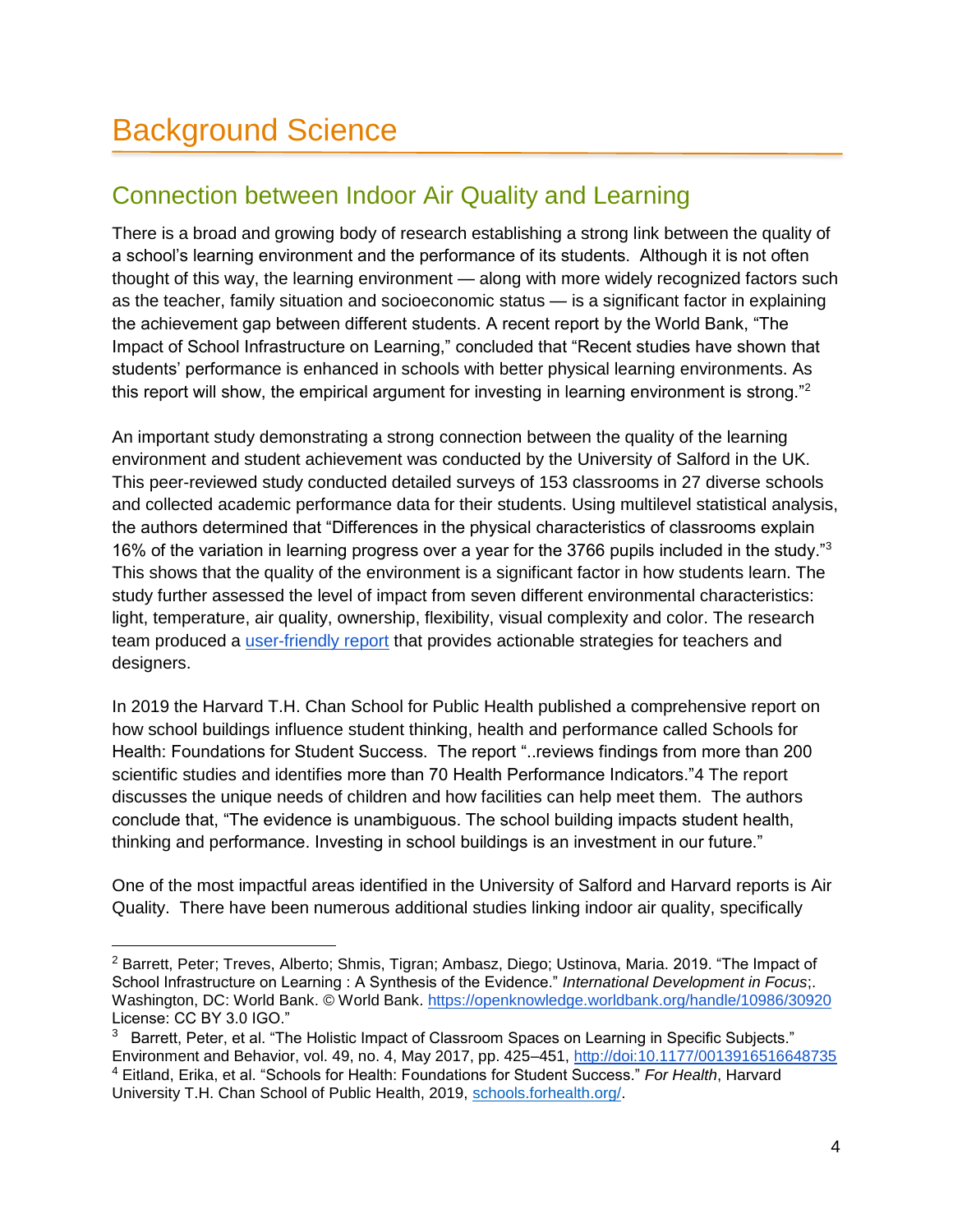# Background Science

## Connection between Indoor Air Quality and Learning

There is a broad and growing body of research establishing a strong link between the quality of a school's learning environment and the performance of its students. Although it is not often thought of this way, the learning environment — along with more widely recognized factors such as the teacher, family situation and socioeconomic status — is a significant factor in explaining the achievement gap between different students. A recent report by the World Bank, "The Impact of School Infrastructure on Learning," concluded that "Recent studies have shown that students' performance is enhanced in schools with better physical learning environments. As this report will show, the empirical argument for investing in learning environment is strong."[2]

An important study demonstrating a strong connection between the quality of the learning environment and student achievement was conducted by the University of Salford in the UK. This peer-reviewed study conducted detailed surveys of 153 classrooms in 27 diverse schools and collected academic performance data for their students. Using multilevel statistical analysis, the authors determined that "Differences in the physical characteristics of classrooms explain 16% of the variation in learning progress over a year for the 3766 pupils included in the study."[3] This shows that the quality of the environment is a significant factor in how students learn. The study further assessed the level of impact from seven different environmental characteristics: light, temperature, air quality, ownership, flexibility, visual complexity and color. The research team produced a user-friendly report that provides actionable strategies for teachers and designers.

In 2019 the Harvard T.H. Chan School for Public Health published a comprehensive report on how school buildings influence student thinking, health and performance called Schools for Health: Foundations for Student Success. The report "..reviews findings from more than 200 scientific studies and identifies more than 70 Health Performance Indicators."4 The report discusses the unique needs of children and how facilities can help meet them. The authors conclude that, "The evidence is unambiguous. The school building impacts student health, thinking and performance. Investing in school buildings is an investment in our future."

One of the most impactful areas identified in the University of Salford and Harvard reports is Air Quality. There have been numerous additional studies linking indoor air quality, specifically

---

[2] Barrett, Peter; Treves, Alberto; Shmis, Tigran; Ambasz, Diego; Ustinova, Maria. 2019. "The Impact of School Infrastructure on Learning : A Synthesis of the Evidence." *International Development in Focus*;. Washington, DC: World Bank. © World Bank. https://openknowledge.worldbank.org/handle/10986/30920 License: CC BY 3.0 IGO."

[3] Barrett, Peter, et al. "The Holistic Impact of Classroom Spaces on Learning in Specific Subjects." Environment and Behavior, vol. 49, no. 4, May 2017, pp. 425–451, http://doi:10.1177/0013916516648735

[4] Eitland, Erika, et al. "Schools for Health: Foundations for Student Success." *For Health*, Harvard University T.H. Chan School of Public Health, 2019, schools.forhealth.org/.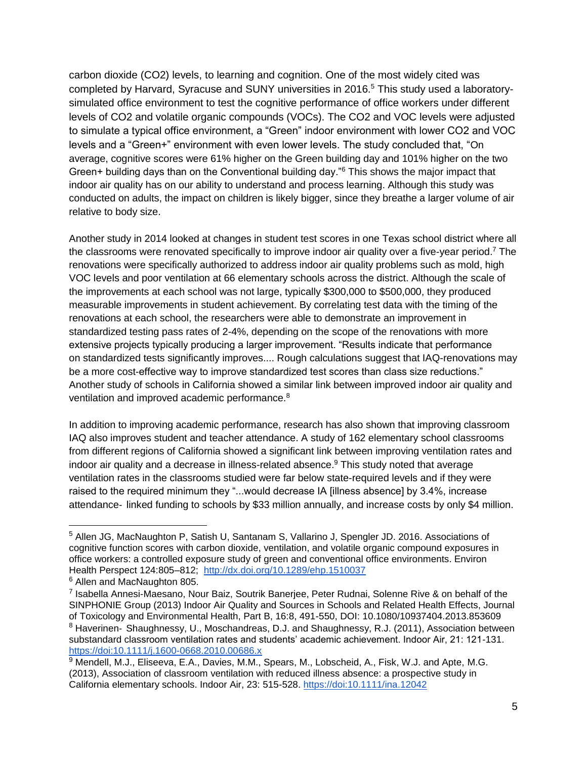carbon dioxide ($CO_2$) levels, to learning and cognition. One of the most widely cited was completed by Harvard, Syracuse and SUNY universities in 2016.[5] This study used a laboratory-simulated office environment to test the cognitive performance of office workers under different levels of $CO_2$ and volatile organic compounds (VOCs). The $CO_2$ and VOC levels were adjusted to simulate a typical office environment, a "Green" indoor environment with lower $CO_2$ and VOC levels and a "Green+" environment with even lower levels. The study concluded that, "On average, cognitive scores were 61% higher on the Green building day and 101% higher on the two Green+ building days than on the Conventional building day."[6] This shows the major impact that indoor air quality has on our ability to understand and process learning. Although this study was conducted on adults, the impact on children is likely bigger, since they breathe a larger volume of air relative to body size.

Another study in 2014 looked at changes in student test scores in one Texas school district where all the classrooms were renovated specifically to improve indoor air quality over a five-year period.[7] The renovations were specifically authorized to address indoor air quality problems such as mold, high VOC levels and poor ventilation at 66 elementary schools across the district. Although the scale of the improvements at each school was not large, typically $300,000 to $500,000, they produced measurable improvements in student achievement. By correlating test data with the timing of the renovations at each school, the researchers were able to demonstrate an improvement in standardized testing pass rates of 2-4%, depending on the scope of the renovations with more extensive projects typically producing a larger improvement. "Results indicate that performance on standardized tests significantly improves.... Rough calculations suggest that IAQ-renovations may be a more cost-effective way to improve standardized test scores than class size reductions." Another study of schools in California showed a similar link between improved indoor air quality and ventilation and improved academic performance.[8]

In addition to improving academic performance, research has also shown that improving classroom IAQ also improves student and teacher attendance. A study of 162 elementary school classrooms from different regions of California showed a significant link between improving ventilation rates and indoor air quality and a decrease in illness-related absence.[9] This study noted that average ventilation rates in the classrooms studied were far below state-required levels and if they were raised to the required minimum they "...would decrease IA [illness absence] by 3.4%, increase attendance- linked funding to schools by $33 million annually, and increase costs by only $4 million.

---

[5] Allen JG, MacNaughton P, Satish U, Santanam S, Vallarino J, Spengler JD. 2016. Associations of cognitive function scores with carbon dioxide, ventilation, and volatile organic compound exposures in office workers: a controlled exposure study of green and conventional office environments. Environ Health Perspect 124:805–812; http://dx.doi.org/10.1289/ehp.1510037

[6] Allen and MacNaughton 805.

[7] Isabella Annesi-Maesano, Nour Baiz, Soutrik Banerjee, Peter Rudnai, Solenne Rive & on behalf of the SINPHONIE Group (2013) Indoor Air Quality and Sources in Schools and Related Health Effects, Journal of Toxicology and Environmental Health, Part B, 16:8, 491-550, DOI: 10.1080/10937404.2013.853609

[8] Haverinen- Shaughnessy, U., Moschandreas, D.J. and Shaughnessy, R.J. (2011), Association between substandard classroom ventilation rates and students' academic achievement. Indoor Air, 21: 121-131. https://doi:10.1111/j.1600-0668.2010.00686.x

[9] Mendell, M.J., Eliseeva, E.A., Davies, M.M., Spears, M., Lobscheid, A., Fisk, W.J. and Apte, M.G. (2013), Association of classroom ventilation with reduced illness absence: a prospective study in California elementary schools. Indoor Air, 23: 515-528. https://doi:10.1111/ina.12042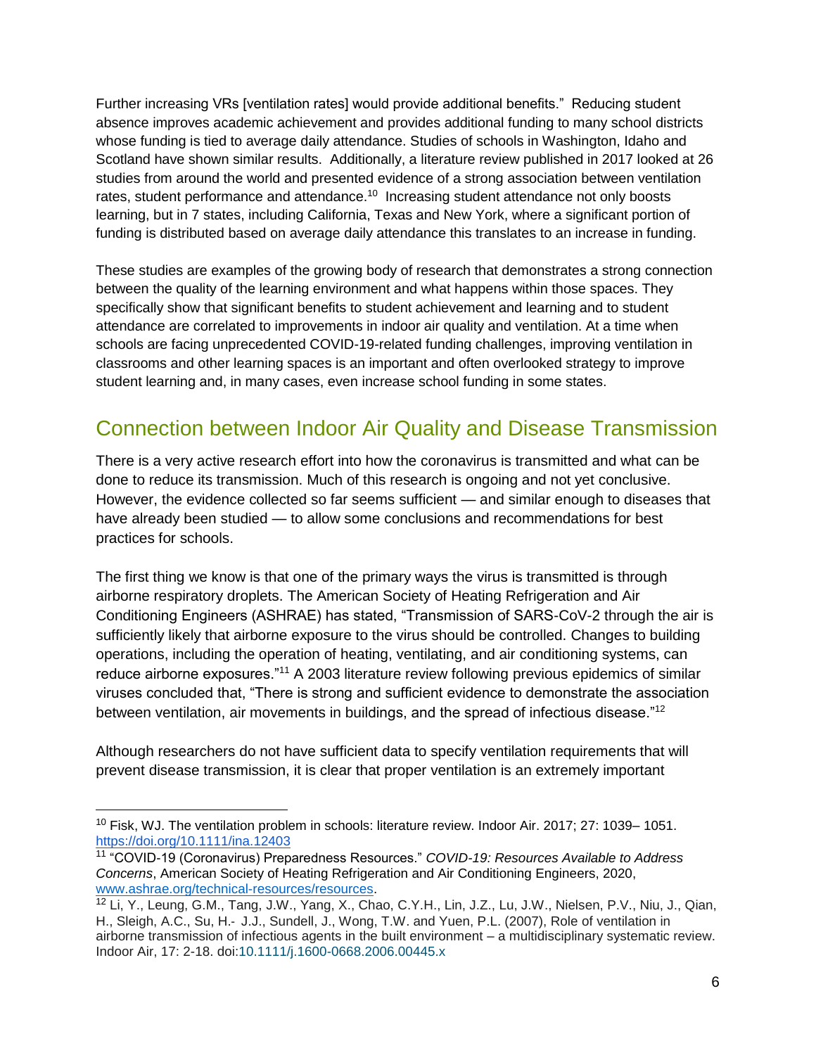Further increasing VRs [ventilation rates] would provide additional benefits." Reducing student absence improves academic achievement and provides additional funding to many school districts whose funding is tied to average daily attendance. Studies of schools in Washington, Idaho and Scotland have shown similar results. Additionally, a literature review published in 2017 looked at 26 studies from around the world and presented evidence of a strong association between ventilation rates, student performance and attendance.[10] Increasing student attendance not only boosts learning, but in 7 states, including California, Texas and New York, where a significant portion of funding is distributed based on average daily attendance this translates to an increase in funding.

These studies are examples of the growing body of research that demonstrates a strong connection between the quality of the learning environment and what happens within those spaces. They specifically show that significant benefits to student achievement and learning and to student attendance are correlated to improvements in indoor air quality and ventilation. At a time when schools are facing unprecedented COVID-19-related funding challenges, improving ventilation in classrooms and other learning spaces is an important and often overlooked strategy to improve student learning and, in many cases, even increase school funding in some states.

## Connection between Indoor Air Quality and Disease Transmission

There is a very active research effort into how the coronavirus is transmitted and what can be done to reduce its transmission. Much of this research is ongoing and not yet conclusive. However, the evidence collected so far seems sufficient — and similar enough to diseases that have already been studied — to allow some conclusions and recommendations for best practices for schools.

The first thing we know is that one of the primary ways the virus is transmitted is through airborne respiratory droplets. The American Society of Heating Refrigeration and Air Conditioning Engineers (ASHRAE) has stated, "Transmission of SARS-CoV-2 through the air is sufficiently likely that airborne exposure to the virus should be controlled. Changes to building operations, including the operation of heating, ventilating, and air conditioning systems, can reduce airborne exposures."[11] A 2003 literature review following previous epidemics of similar viruses concluded that, "There is strong and sufficient evidence to demonstrate the association between ventilation, air movements in buildings, and the spread of infectious disease."[12]

Although researchers do not have sufficient data to specify ventilation requirements that will prevent disease transmission, it is clear that proper ventilation is an extremely important

---

[10] Fisk, WJ. The ventilation problem in schools: literature review. Indoor Air. 2017; 27: 1039– 1051. https://doi.org/10.1111/ina.12403

[11] "COVID-19 (Coronavirus) Preparedness Resources." *COVID-19: Resources Available to Address Concerns*, American Society of Heating Refrigeration and Air Conditioning Engineers, 2020, www.ashrae.org/technical-resources/resources.

[12] Li, Y., Leung, G.M., Tang, J.W., Yang, X., Chao, C.Y.H., Lin, J.Z., Lu, J.W., Nielsen, P.V., Niu, J., Qian, H., Sleigh, A.C., Su, H.- J.J., Sundell, J., Wong, T.W. and Yuen, P.L. (2007), Role of ventilation in airborne transmission of infectious agents in the built environment – a multidisciplinary systematic review. Indoor Air, 17: 2-18. doi:10.1111/j.1600-0668.2006.00445.x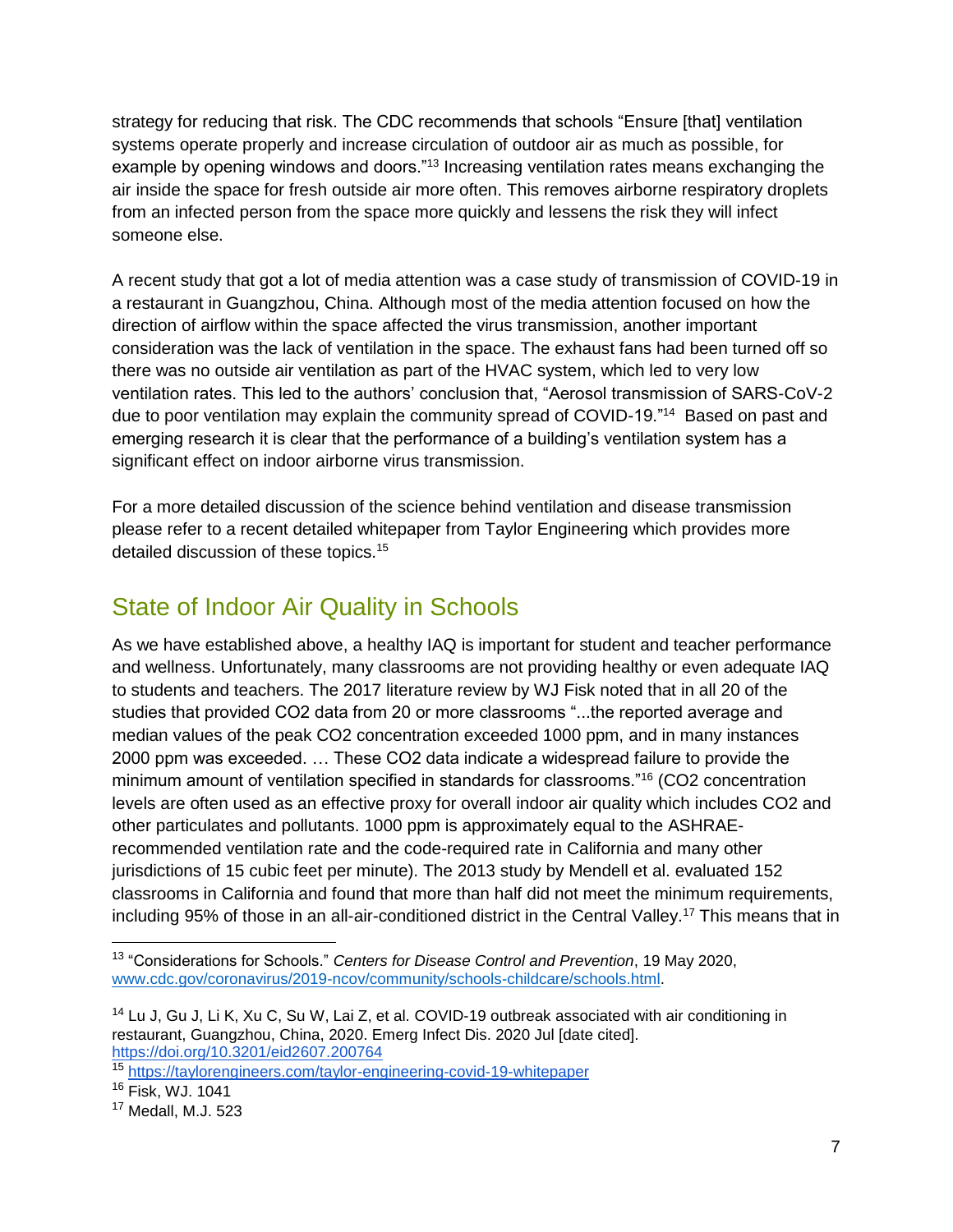strategy for reducing that risk. The CDC recommends that schools "Ensure [that] ventilation systems operate properly and increase circulation of outdoor air as much as possible, for example by opening windows and doors."[13] Increasing ventilation rates means exchanging the air inside the space for fresh outside air more often. This removes airborne respiratory droplets from an infected person from the space more quickly and lessens the risk they will infect someone else.

A recent study that got a lot of media attention was a case study of transmission of COVID-19 in a restaurant in Guangzhou, China. Although most of the media attention focused on how the direction of airflow within the space affected the virus transmission, another important consideration was the lack of ventilation in the space. The exhaust fans had been turned off so there was no outside air ventilation as part of the HVAC system, which led to very low ventilation rates. This led to the authors' conclusion that, "Aerosol transmission of SARS-CoV-2 due to poor ventilation may explain the community spread of COVID-19."[14] Based on past and emerging research it is clear that the performance of a building's ventilation system has a significant effect on indoor airborne virus transmission.

For a more detailed discussion of the science behind ventilation and disease transmission please refer to a recent detailed whitepaper from Taylor Engineering which provides more detailed discussion of these topics.[15]

## State of Indoor Air Quality in Schools

As we have established above, a healthy IAQ is important for student and teacher performance and wellness. Unfortunately, many classrooms are not providing healthy or even adequate IAQ to students and teachers. The 2017 literature review by WJ Fisk noted that in all 20 of the studies that provided $CO_2$ data from 20 or more classrooms "...the reported average and median values of the peak $CO_2$ concentration exceeded 1000 ppm, and in many instances 2000 ppm was exceeded. … These $CO_2$ data indicate a widespread failure to provide the minimum amount of ventilation specified in standards for classrooms."[16] ($CO_2$ concentration levels are often used as an effective proxy for overall indoor air quality which includes $CO_2$ and other particulates and pollutants. 1000 ppm is approximately equal to the ASHRAE-recommended ventilation rate and the code-required rate in California and many other jurisdictions of 15 cubic feet per minute). The 2013 study by Mendell et al. evaluated 152 classrooms in California and found that more than half did not meet the minimum requirements, including 95% of those in an all-air-conditioned district in the Central Valley.[17] This means that in

---

[13] "Considerations for Schools." *Centers for Disease Control and Prevention*, 19 May 2020, www.cdc.gov/coronavirus/2019-ncov/community/schools-childcare/schools.html.

[14] Lu J, Gu J, Li K, Xu C, Su W, Lai Z, et al. COVID-19 outbreak associated with air conditioning in restaurant, Guangzhou, China, 2020. Emerg Infect Dis. 2020 Jul [date cited]. https://doi.org/10.3201/eid2607.200764

[15] https://taylorengineers.com/taylor-engineering-covid-19-whitepaper

[16] Fisk, WJ. 1041

[17] Medall, M.J. 523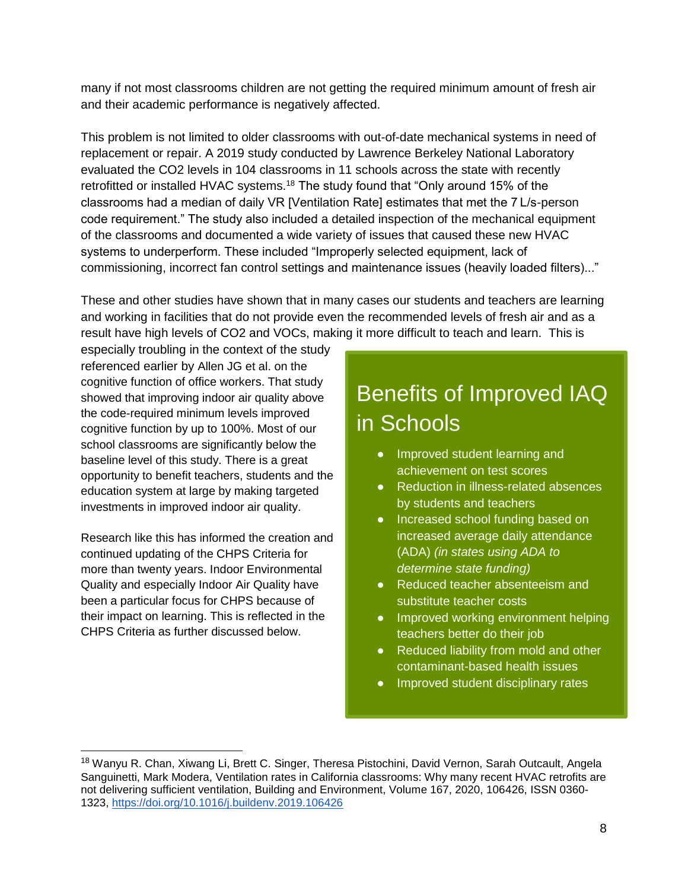many if not most classrooms children are not getting the required minimum amount of fresh air and their academic performance is negatively affected.

This problem is not limited to older classrooms with out-of-date mechanical systems in need of replacement or repair. A 2019 study conducted by Lawrence Berkeley National Laboratory evaluated the $CO_2$ levels in 104 classrooms in 11 schools across the state with recently retrofitted or installed HVAC systems.[18] The study found that "Only around 15% of the classrooms had a median of daily VR [Ventilation Rate] estimates that met the 7 L/s-person code requirement." The study also included a detailed inspection of the mechanical equipment of the classrooms and documented a wide variety of issues that caused these new HVAC systems to underperform. These included "Improperly selected equipment, lack of commissioning, incorrect fan control settings and maintenance issues (heavily loaded filters)..."

These and other studies have shown that in many cases our students and teachers are learning and working in facilities that do not provide even the recommended levels of fresh air and as a result have high levels of $CO_2$ and VOCs, making it more difficult to teach and learn. This is especially troubling in the context of the study referenced earlier by Allen JG et al. on the cognitive function of office workers. That study showed that improving indoor air quality above the code-required minimum levels improved cognitive function by up to 100%. Most of our school classrooms are significantly below the baseline level of this study. There is a great opportunity to benefit teachers, students and the education system at large by making targeted investments in improved indoor air quality.

Research like this has informed the creation and continued updating of the CHPS Criteria for more than twenty years. Indoor Environmental Quality and especially Indoor Air Quality have been a particular focus for CHPS because of their impact on learning. This is reflected in the CHPS Criteria as further discussed below.

## Benefits of Improved IAQ in Schools

- Improved student learning and achievement on test scores
- Reduction in illness-related absences by students and teachers
- Increased school funding based on increased average daily attendance (ADA) *(in states using ADA to determine state funding)*
- Reduced teacher absenteeism and substitute teacher costs
- Improved working environment helping teachers better do their job
- Reduced liability from mold and other contaminant-based health issues
- Improved student disciplinary rates

---

[18] Wanyu R. Chan, Xiwang Li, Brett C. Singer, Theresa Pistochini, David Vernon, Sarah Outcault, Angela Sanguinetti, Mark Modera, Ventilation rates in California classrooms: Why many recent HVAC retrofits are not delivering sufficient ventilation, Building and Environment, Volume 167, 2020, 106426, ISSN 0360-1323, https://doi.org/10.1016/j.buildenv.2019.106426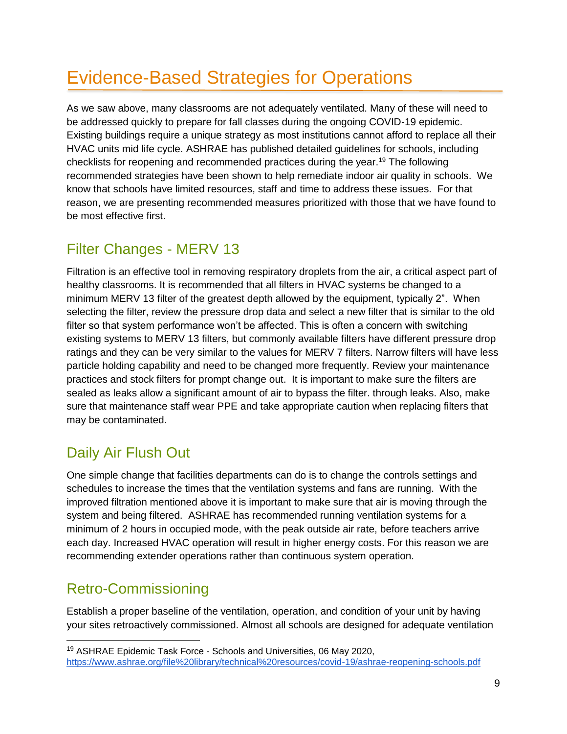# Evidence-Based Strategies for Operations

As we saw above, many classrooms are not adequately ventilated. Many of these will need to be addressed quickly to prepare for fall classes during the ongoing COVID-19 epidemic. Existing buildings require a unique strategy as most institutions cannot afford to replace all their HVAC units mid life cycle. ASHRAE has published detailed guidelines for schools, including checklists for reopening and recommended practices during the year.[19] The following recommended strategies have been shown to help remediate indoor air quality in schools. We know that schools have limited resources, staff and time to address these issues. For that reason, we are presenting recommended measures prioritized with those that we have found to be most effective first.

## Filter Changes - MERV 13

Filtration is an effective tool in removing respiratory droplets from the air, a critical aspect part of healthy classrooms. It is recommended that all filters in HVAC systems be changed to a minimum MERV 13 filter of the greatest depth allowed by the equipment, typically 2". When selecting the filter, review the pressure drop data and select a new filter that is similar to the old filter so that system performance won't be affected. This is often a concern with switching existing systems to MERV 13 filters, but commonly available filters have different pressure drop ratings and they can be very similar to the values for MERV 7 filters. Narrow filters will have less particle holding capability and need to be changed more frequently. Review your maintenance practices and stock filters for prompt change out. It is important to make sure the filters are sealed as leaks allow a significant amount of air to bypass the filter. through leaks. Also, make sure that maintenance staff wear PPE and take appropriate caution when replacing filters that may be contaminated.

## Daily Air Flush Out

One simple change that facilities departments can do is to change the controls settings and schedules to increase the times that the ventilation systems and fans are running. With the improved filtration mentioned above it is important to make sure that air is moving through the system and being filtered. ASHRAE has recommended running ventilation systems for a minimum of 2 hours in occupied mode, with the peak outside air rate, before teachers arrive each day. Increased HVAC operation will result in higher energy costs. For this reason we are recommending extender operations rather than continuous system operation.

## Retro-Commissioning

Establish a proper baseline of the ventilation, operation, and condition of your unit by having your sites retroactively commissioned. Almost all schools are designed for adequate ventilation

[19] ASHRAE Epidemic Task Force - Schools and Universities, 06 May 2020, https://www.ashrae.org/file%20library/technical%20resources/covid-19/ashrae-reopening-schools.pdf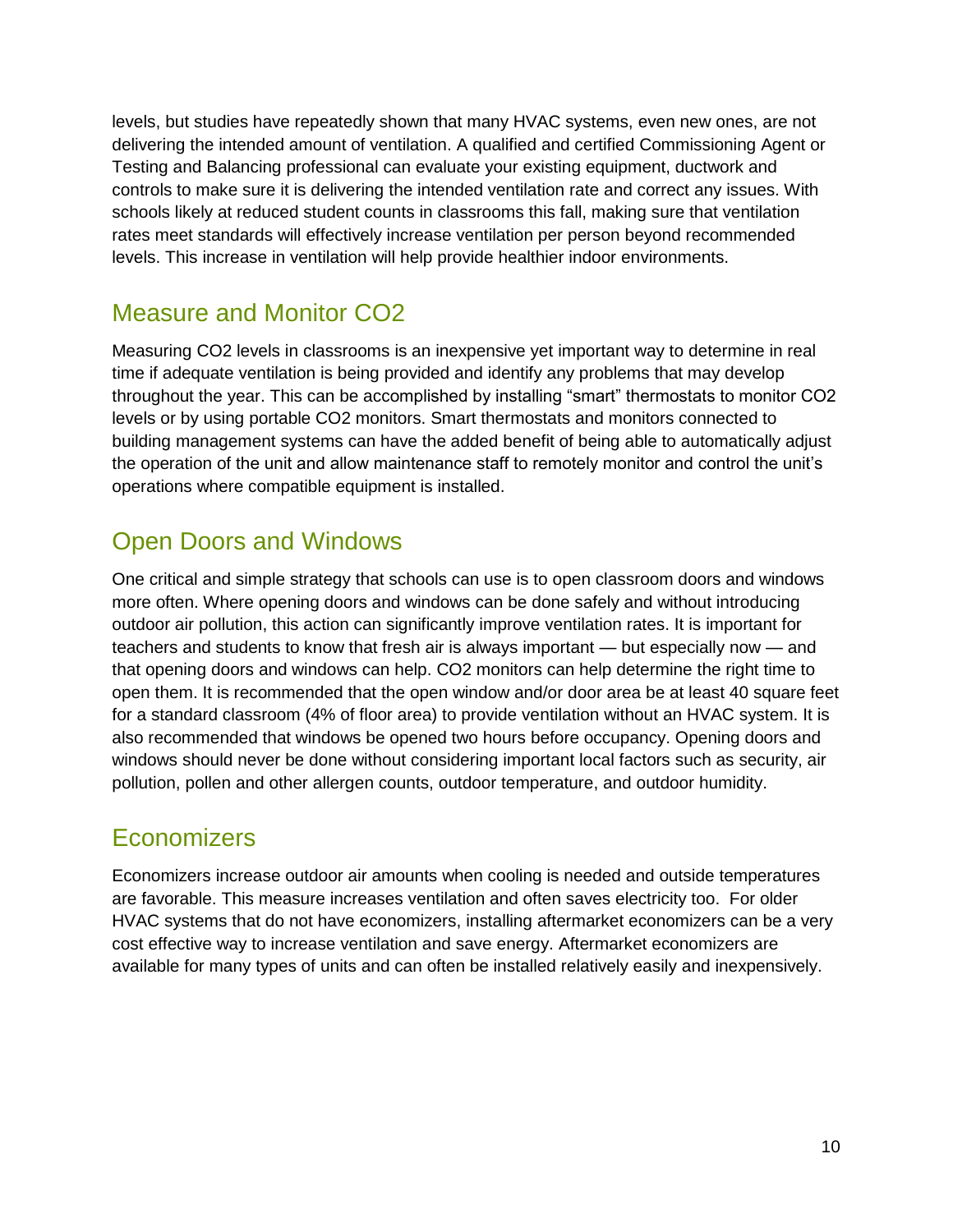levels, but studies have repeatedly shown that many HVAC systems, even new ones, are not delivering the intended amount of ventilation. A qualified and certified Commissioning Agent or Testing and Balancing professional can evaluate your existing equipment, ductwork and controls to make sure it is delivering the intended ventilation rate and correct any issues. With schools likely at reduced student counts in classrooms this fall, making sure that ventilation rates meet standards will effectively increase ventilation per person beyond recommended levels. This increase in ventilation will help provide healthier indoor environments.

## Measure and Monitor $CO_2$

Measuring $CO_2$ levels in classrooms is an inexpensive yet important way to determine in real time if adequate ventilation is being provided and identify any problems that may develop throughout the year. This can be accomplished by installing "smart" thermostats to monitor $CO_2$ levels or by using portable $CO_2$ monitors. Smart thermostats and monitors connected to building management systems can have the added benefit of being able to automatically adjust the operation of the unit and allow maintenance staff to remotely monitor and control the unit's operations where compatible equipment is installed.

## Open Doors and Windows

One critical and simple strategy that schools can use is to open classroom doors and windows more often. Where opening doors and windows can be done safely and without introducing outdoor air pollution, this action can significantly improve ventilation rates. It is important for teachers and students to know that fresh air is always important — but especially now — and that opening doors and windows can help. $CO_2$ monitors can help determine the right time to open them. It is recommended that the open window and/or door area be at least 40 square feet for a standard classroom (4% of floor area) to provide ventilation without an HVAC system. It is also recommended that windows be opened two hours before occupancy. Opening doors and windows should never be done without considering important local factors such as security, air pollution, pollen and other allergen counts, outdoor temperature, and outdoor humidity.

## Economizers

Economizers increase outdoor air amounts when cooling is needed and outside temperatures are favorable. This measure increases ventilation and often saves electricity too. For older HVAC systems that do not have economizers, installing aftermarket economizers can be a very cost effective way to increase ventilation and save energy. Aftermarket economizers are available for many types of units and can often be installed relatively easily and inexpensively.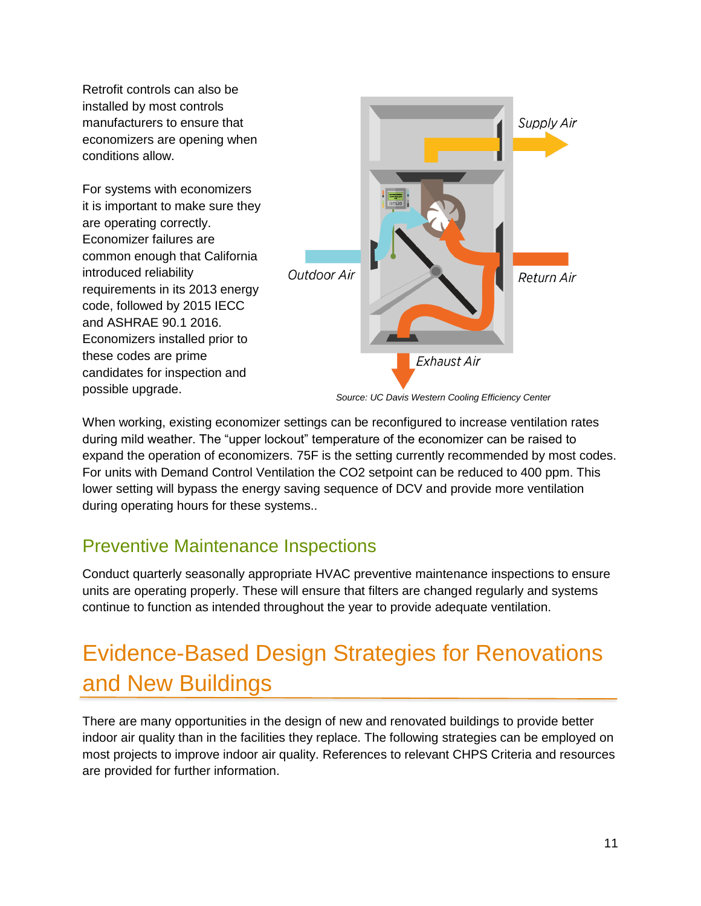Retrofit controls can also be installed by most controls manufacturers to ensure that economizers are opening when conditions allow.

For systems with economizers it is important to make sure they are operating correctly. Economizer failures are common enough that California introduced reliability requirements in its 2013 energy code, followed by 2015 IECC and ASHRAE 90.1 2016. Economizers installed prior to these codes are prime candidates for inspection and possible upgrade.

Source: UC Davis Western Cooling Efficiency Center

When working, existing economizer settings can be reconfigured to increase ventilation rates during mild weather. The “upper lockout” temperature of the economizer can be raised to expand the operation of economizers. 75F is the setting currently recommended by most codes. For units with Demand Control Ventilation the $CO_2$ setpoint can be reduced to 400 ppm. This lower setting will bypass the energy saving sequence of DCV and provide more ventilation during operating hours for these systems..

## Preventive Maintenance Inspections

Conduct quarterly seasonally appropriate HVAC preventive maintenance inspections to ensure units are operating properly. These will ensure that filters are changed regularly and systems continue to function as intended throughout the year to provide adequate ventilation.

# Evidence-Based Design Strategies for Renovations and New Buildings

There are many opportunities in the design of new and renovated buildings to provide better indoor air quality than in the facilities they replace. The following strategies can be employed on most projects to improve indoor air quality. References to relevant CHPS Criteria and resources are provided for further information.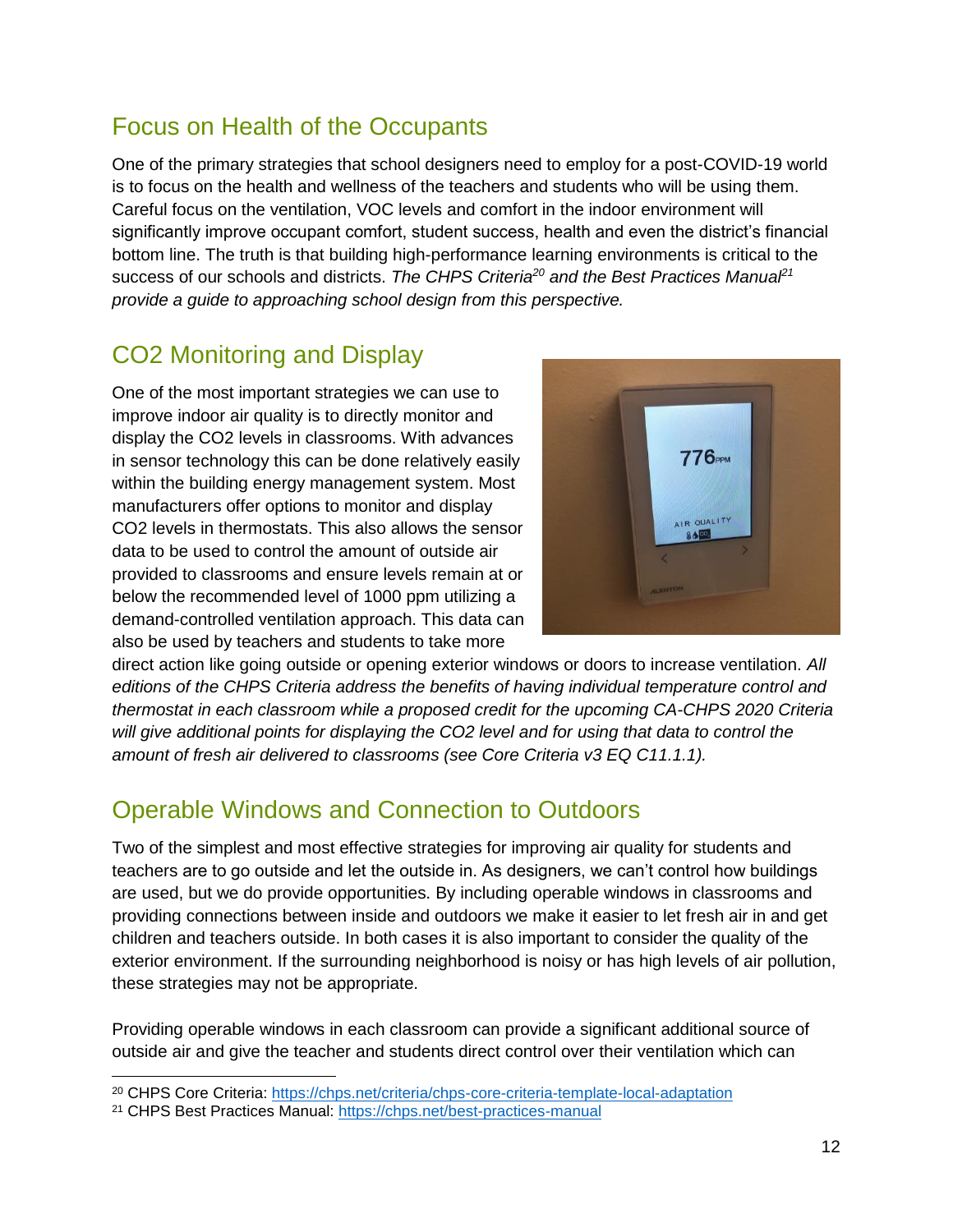## Focus on Health of the Occupants

One of the primary strategies that school designers need to employ for a post-COVID-19 world is to focus on the health and wellness of the teachers and students who will be using them. Careful focus on the ventilation, VOC levels and comfort in the indoor environment will significantly improve occupant comfort, student success, health and even the district's financial bottom line. The truth is that building high-performance learning environments is critical to the success of our schools and districts. *The CHPS Criteria*[20] *and the Best Practices Manual*[21] *provide a guide to approaching school design from this perspective.*

## CO2 Monitoring and Display

One of the most important strategies we can use to improve indoor air quality is to directly monitor and display the CO2 levels in classrooms. With advances in sensor technology this can be done relatively easily within the building energy management system. Most manufacturers offer options to monitor and display CO2 levels in thermostats. This also allows the sensor data to be used to control the amount of outside air provided to classrooms and ensure levels remain at or below the recommended level of 1000 ppm utilizing a demand-controlled ventilation approach. This data can also be used by teachers and students to take more direct action like going outside or opening exterior windows or doors to increase ventilation. *All editions of the CHPS Criteria address the benefits of having individual temperature control and thermostat in each classroom while a proposed credit for the upcoming CA-CHPS 2020 Criteria will give additional points for displaying the CO2 level and for using that data to control the amount of fresh air delivered to classrooms (see Core Criteria v3 EQ C11.1.1).*

## Operable Windows and Connection to Outdoors

Two of the simplest and most effective strategies for improving air quality for students and teachers are to go outside and let the outside in. As designers, we can't control how buildings are used, but we do provide opportunities. By including operable windows in classrooms and providing connections between inside and outdoors we make it easier to let fresh air in and get children and teachers outside. In both cases it is also important to consider the quality of the exterior environment. If the surrounding neighborhood is noisy or has high levels of air pollution, these strategies may not be appropriate.

Providing operable windows in each classroom can provide a significant additional source of outside air and give the teacher and students direct control over their ventilation which can

---

[20] CHPS Core Criteria: https://chps.net/criteria/chps-core-criteria-template-local-adaptation

[21] CHPS Best Practices Manual: https://chps.net/best-practices-manual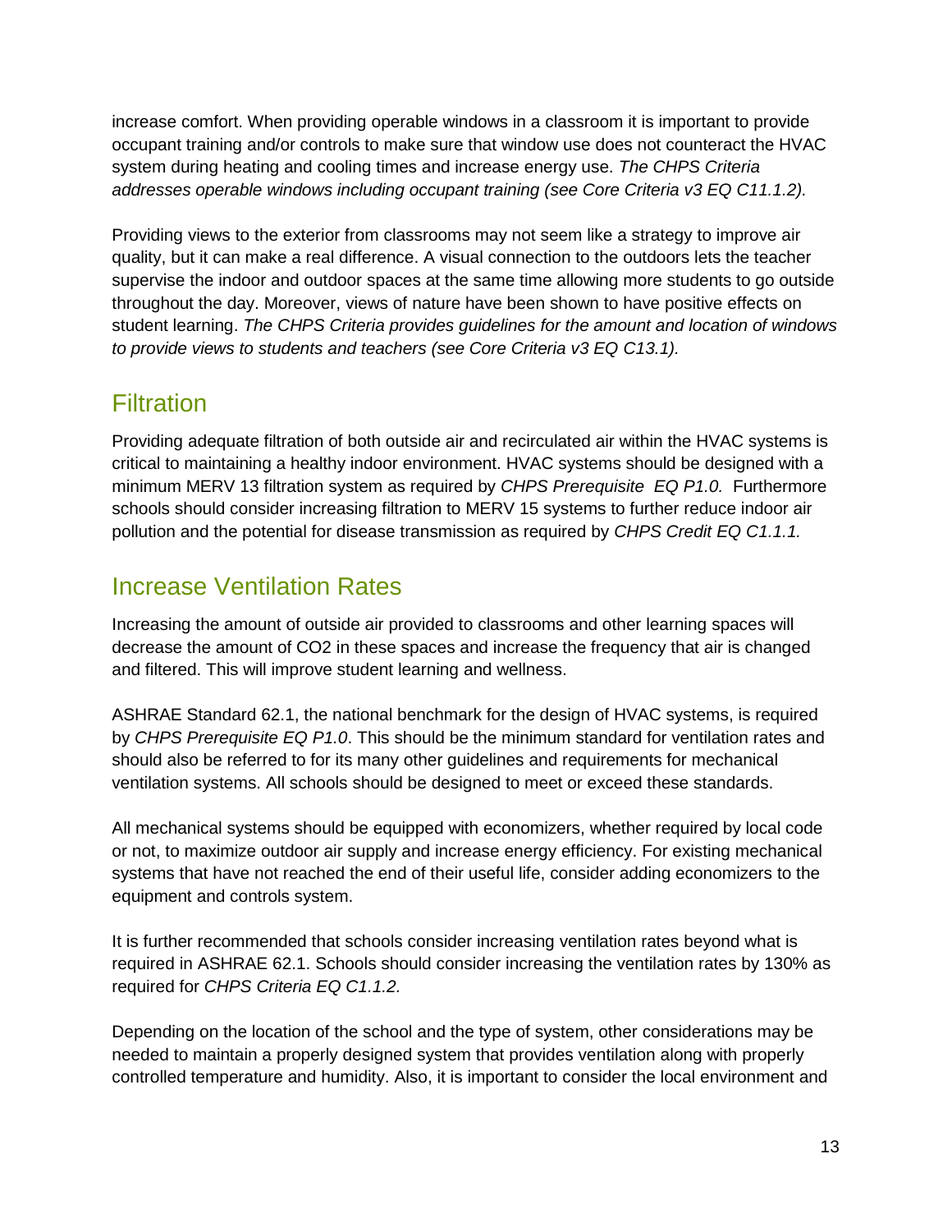increase comfort. When providing operable windows in a classroom it is important to provide occupant training and/or controls to make sure that window use does not counteract the HVAC system during heating and cooling times and increase energy use. *The CHPS Criteria addresses operable windows including occupant training (see Core Criteria v3 EQ C11.1.2).*

Providing views to the exterior from classrooms may not seem like a strategy to improve air quality, but it can make a real difference. A visual connection to the outdoors lets the teacher supervise the indoor and outdoor spaces at the same time allowing more students to go outside throughout the day. Moreover, views of nature have been shown to have positive effects on student learning. *The CHPS Criteria provides guidelines for the amount and location of windows to provide views to students and teachers (see Core Criteria v3 EQ C13.1).*

## Filtration

Providing adequate filtration of both outside air and recirculated air within the HVAC systems is critical to maintaining a healthy indoor environment. HVAC systems should be designed with a minimum MERV 13 filtration system as required by *CHPS Prerequisite EQ P1.0.* Furthermore schools should consider increasing filtration to MERV 15 systems to further reduce indoor air pollution and the potential for disease transmission as required by *CHPS Credit EQ C1.1.1.*

## Increase Ventilation Rates

Increasing the amount of outside air provided to classrooms and other learning spaces will decrease the amount of $CO_2$ in these spaces and increase the frequency that air is changed and filtered. This will improve student learning and wellness.

ASHRAE Standard 62.1, the national benchmark for the design of HVAC systems, is required by *CHPS Prerequisite EQ P1.0*. This should be the minimum standard for ventilation rates and should also be referred to for its many other guidelines and requirements for mechanical ventilation systems. All schools should be designed to meet or exceed these standards.

All mechanical systems should be equipped with economizers, whether required by local code or not, to maximize outdoor air supply and increase energy efficiency. For existing mechanical systems that have not reached the end of their useful life, consider adding economizers to the equipment and controls system.

It is further recommended that schools consider increasing ventilation rates beyond what is required in ASHRAE 62.1. Schools should consider increasing the ventilation rates by 130% as required for *CHPS Criteria EQ C1.1.2.*

Depending on the location of the school and the type of system, other considerations may be needed to maintain a properly designed system that provides ventilation along with properly controlled temperature and humidity. Also, it is important to consider the local environment and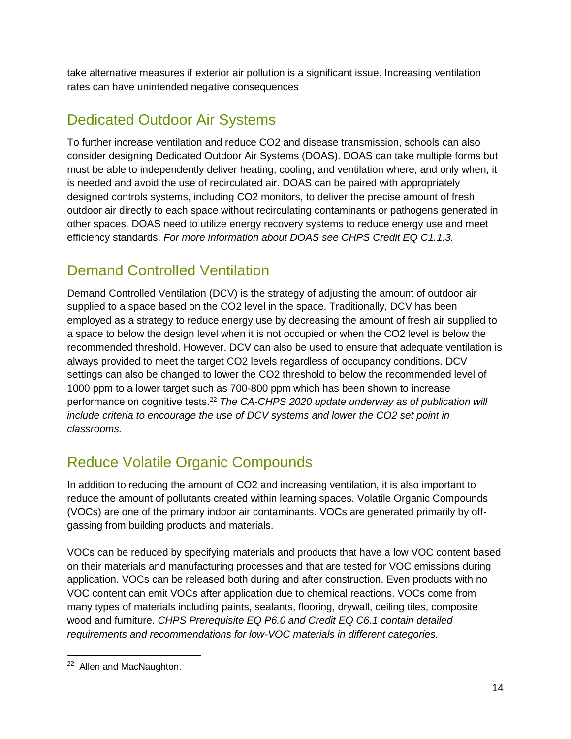take alternative measures if exterior air pollution is a significant issue. Increasing ventilation rates can have unintended negative consequences

## Dedicated Outdoor Air Systems

To further increase ventilation and reduce $CO_2$ and disease transmission, schools can also consider designing Dedicated Outdoor Air Systems (DOAS). DOAS can take multiple forms but must be able to independently deliver heating, cooling, and ventilation where, and only when, it is needed and avoid the use of recirculated air. DOAS can be paired with appropriately designed controls systems, including $CO_2$ monitors, to deliver the precise amount of fresh outdoor air directly to each space without recirculating contaminants or pathogens generated in other spaces. DOAS need to utilize energy recovery systems to reduce energy use and meet efficiency standards. *For more information about DOAS see CHPS Credit EQ C1.1.3.*

## Demand Controlled Ventilation

Demand Controlled Ventilation (DCV) is the strategy of adjusting the amount of outdoor air supplied to a space based on the $CO_2$ level in the space. Traditionally, DCV has been employed as a strategy to reduce energy use by decreasing the amount of fresh air supplied to a space to below the design level when it is not occupied or when the $CO_2$ level is below the recommended threshold. However, DCV can also be used to ensure that adequate ventilation is always provided to meet the target $CO_2$ levels regardless of occupancy conditions. DCV settings can also be changed to lower the $CO_2$ threshold to below the recommended level of 1000 ppm to a lower target such as 700-800 ppm which has been shown to increase performance on cognitive tests.[22] *The CA-CHPS 2020 update underway as of publication will include criteria to encourage the use of DCV systems and lower the $CO_2$ set point in classrooms.*

## Reduce Volatile Organic Compounds

In addition to reducing the amount of $CO_2$ and increasing ventilation, it is also important to reduce the amount of pollutants created within learning spaces. Volatile Organic Compounds (VOCs) are one of the primary indoor air contaminants. VOCs are generated primarily by off-gassing from building products and materials.

VOCs can be reduced by specifying materials and products that have a low VOC content based on their materials and manufacturing processes and that are tested for VOC emissions during application. VOCs can be released both during and after construction. Even products with no VOC content can emit VOCs after application due to chemical reactions. VOCs come from many types of materials including paints, sealants, flooring, drywall, ceiling tiles, composite wood and furniture. *CHPS Prerequisite EQ P6.0 and Credit EQ C6.1 contain detailed requirements and recommendations for low-VOC materials in different categories.*

---

[22] Allen and MacNaughton.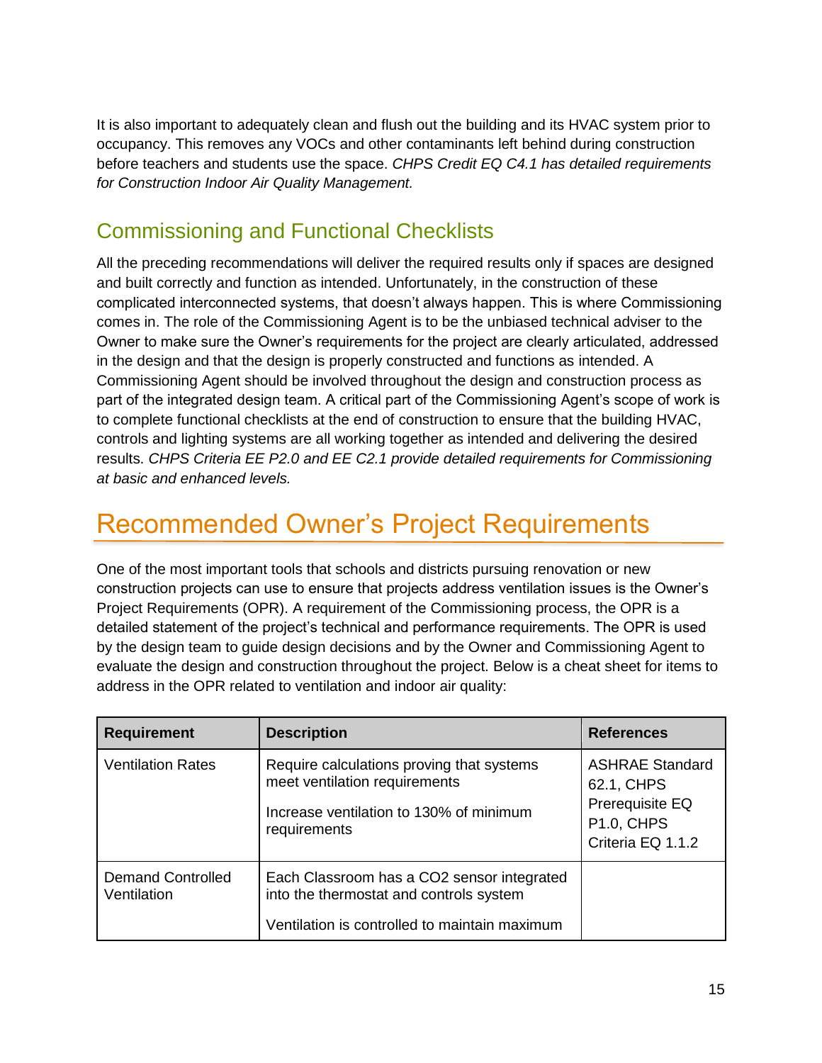It is also important to adequately clean and flush out the building and its HVAC system prior to occupancy. This removes any VOCs and other contaminants left behind during construction before teachers and students use the space. *CHPS Credit EQ C4.1 has detailed requirements for Construction Indoor Air Quality Management.*

## Commissioning and Functional Checklists

All the preceding recommendations will deliver the required results only if spaces are designed and built correctly and function as intended. Unfortunately, in the construction of these complicated interconnected systems, that doesn't always happen. This is where Commissioning comes in. The role of the Commissioning Agent is to be the unbiased technical adviser to the Owner to make sure the Owner's requirements for the project are clearly articulated, addressed in the design and that the design is properly constructed and functions as intended. A Commissioning Agent should be involved throughout the design and construction process as part of the integrated design team. A critical part of the Commissioning Agent's scope of work is to complete functional checklists at the end of construction to ensure that the building HVAC, controls and lighting systems are all working together as intended and delivering the desired results. *CHPS Criteria EE P2.0 and EE C2.1 provide detailed requirements for Commissioning at basic and enhanced levels.*

# Recommended Owner's Project Requirements

One of the most important tools that schools and districts pursuing renovation or new construction projects can use to ensure that projects address ventilation issues is the Owner's Project Requirements (OPR). A requirement of the Commissioning process, the OPR is a detailed statement of the project's technical and performance requirements. The OPR is used by the design team to guide design decisions and by the Owner and Commissioning Agent to evaluate the design and construction throughout the project. Below is a cheat sheet for items to address in the OPR related to ventilation and indoor air quality:

| Requirement | Description | References |
|---|---|---|
| Ventilation Rates | Require calculations proving that systems meet ventilation requirements<br><br>Increase ventilation to 130% of minimum requirements | ASHRAE Standard 62.1, CHPS Prerequisite EQ P1.0, CHPS Criteria EQ 1.1.2 |
| Demand Controlled Ventilation | Each Classroom has a $CO_2$ sensor integrated into the thermostat and controls system<br><br>Ventilation is controlled to maintain maximum | |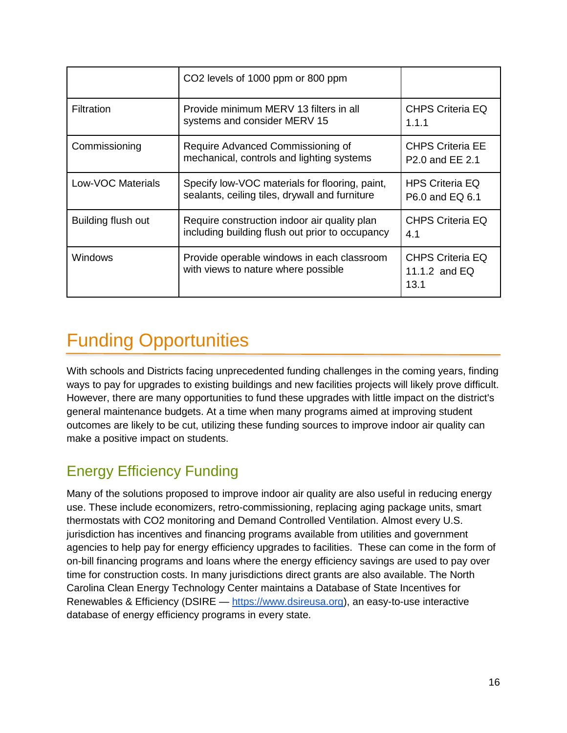| | CO2 levels of 1000 ppm or 800 ppm | |
|---|---|---|
| Filtration | Provide minimum MERV 13 filters in all systems and consider MERV 15 | CHPS Criteria EQ 1.1.1 |
| Commissioning | Require Advanced Commissioning of mechanical, controls and lighting systems | CHPS Criteria EE P2.0 and EE 2.1 |
| Low-VOC Materials | Specify low-VOC materials for flooring, paint, sealants, ceiling tiles, drywall and furniture | HPS Criteria EQ P6.0 and EQ 6.1 |
| Building flush out | Require construction indoor air quality plan including building flush out prior to occupancy | CHPS Criteria EQ 4.1 |
| Windows | Provide operable windows in each classroom with views to nature where possible | CHPS Criteria EQ 11.1.2 and EQ 13.1 |

# Funding Opportunities

With schools and Districts facing unprecedented funding challenges in the coming years, finding ways to pay for upgrades to existing buildings and new facilities projects will likely prove difficult. However, there are many opportunities to fund these upgrades with little impact on the district's general maintenance budgets. At a time when many programs aimed at improving student outcomes are likely to be cut, utilizing these funding sources to improve indoor air quality can make a positive impact on students.

## Energy Efficiency Funding

Many of the solutions proposed to improve indoor air quality are also useful in reducing energy use. These include economizers, retro-commissioning, replacing aging package units, smart thermostats with CO2 monitoring and Demand Controlled Ventilation. Almost every U.S. jurisdiction has incentives and financing programs available from utilities and government agencies to help pay for energy efficiency upgrades to facilities. These can come in the form of on-bill financing programs and loans where the energy efficiency savings are used to pay over time for construction costs. In many jurisdictions direct grants are also available. The North Carolina Clean Energy Technology Center maintains a Database of State Incentives for Renewables & Efficiency (DSIRE — https://www.dsireusa.org), an easy-to-use interactive database of energy efficiency programs in every state.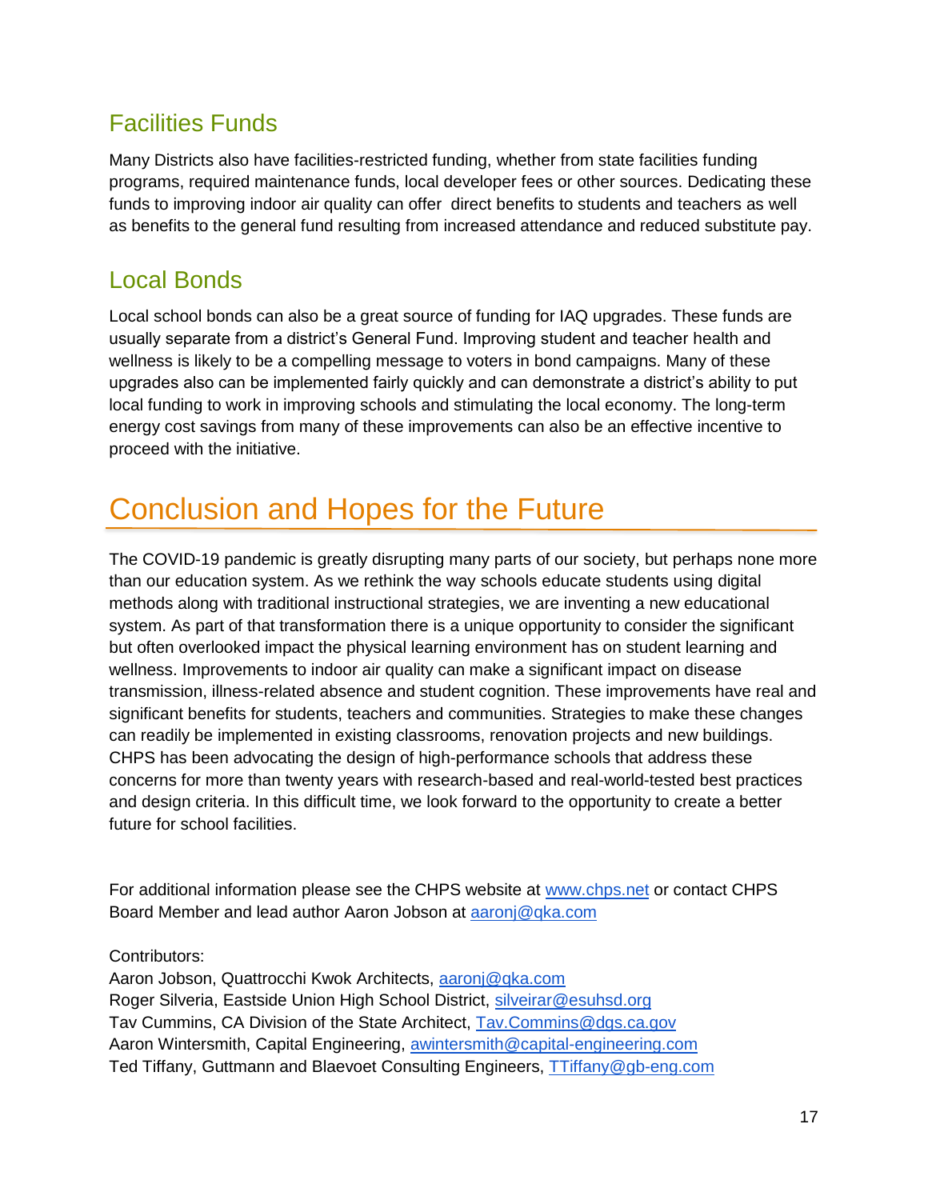## Facilities Funds

Many Districts also have facilities-restricted funding, whether from state facilities funding programs, required maintenance funds, local developer fees or other sources. Dedicating these funds to improving indoor air quality can offer direct benefits to students and teachers as well as benefits to the general fund resulting from increased attendance and reduced substitute pay.

## Local Bonds

Local school bonds can also be a great source of funding for IAQ upgrades. These funds are usually separate from a district's General Fund. Improving student and teacher health and wellness is likely to be a compelling message to voters in bond campaigns. Many of these upgrades also can be implemented fairly quickly and can demonstrate a district's ability to put local funding to work in improving schools and stimulating the local economy. The long-term energy cost savings from many of these improvements can also be an effective incentive to proceed with the initiative.

# Conclusion and Hopes for the Future

The COVID-19 pandemic is greatly disrupting many parts of our society, but perhaps none more than our education system. As we rethink the way schools educate students using digital methods along with traditional instructional strategies, we are inventing a new educational system. As part of that transformation there is a unique opportunity to consider the significant but often overlooked impact the physical learning environment has on student learning and wellness. Improvements to indoor air quality can make a significant impact on disease transmission, illness-related absence and student cognition. These improvements have real and significant benefits for students, teachers and communities. Strategies to make these changes can readily be implemented in existing classrooms, renovation projects and new buildings. CHPS has been advocating the design of high-performance schools that address these concerns for more than twenty years with research-based and real-world-tested best practices and design criteria. In this difficult time, we look forward to the opportunity to create a better future for school facilities.

For additional information please see the CHPS website at www.chps.net or contact CHPS Board Member and lead author Aaron Jobson at aaronj@qka.com

Contributors:
Aaron Jobson, Quattrocchi Kwok Architects, aaronj@qka.com
Roger Silveria, Eastside Union High School District, silveirar@esuhsd.org
Tav Cummins, CA Division of the State Architect, Tav.Commins@dgs.ca.gov
Aaron Wintersmith, Capital Engineering, awintersmith@capital-engineering.com
Ted Tiffany, Guttmann and Blaevoet Consulting Engineers, TTiffany@gb-eng.com